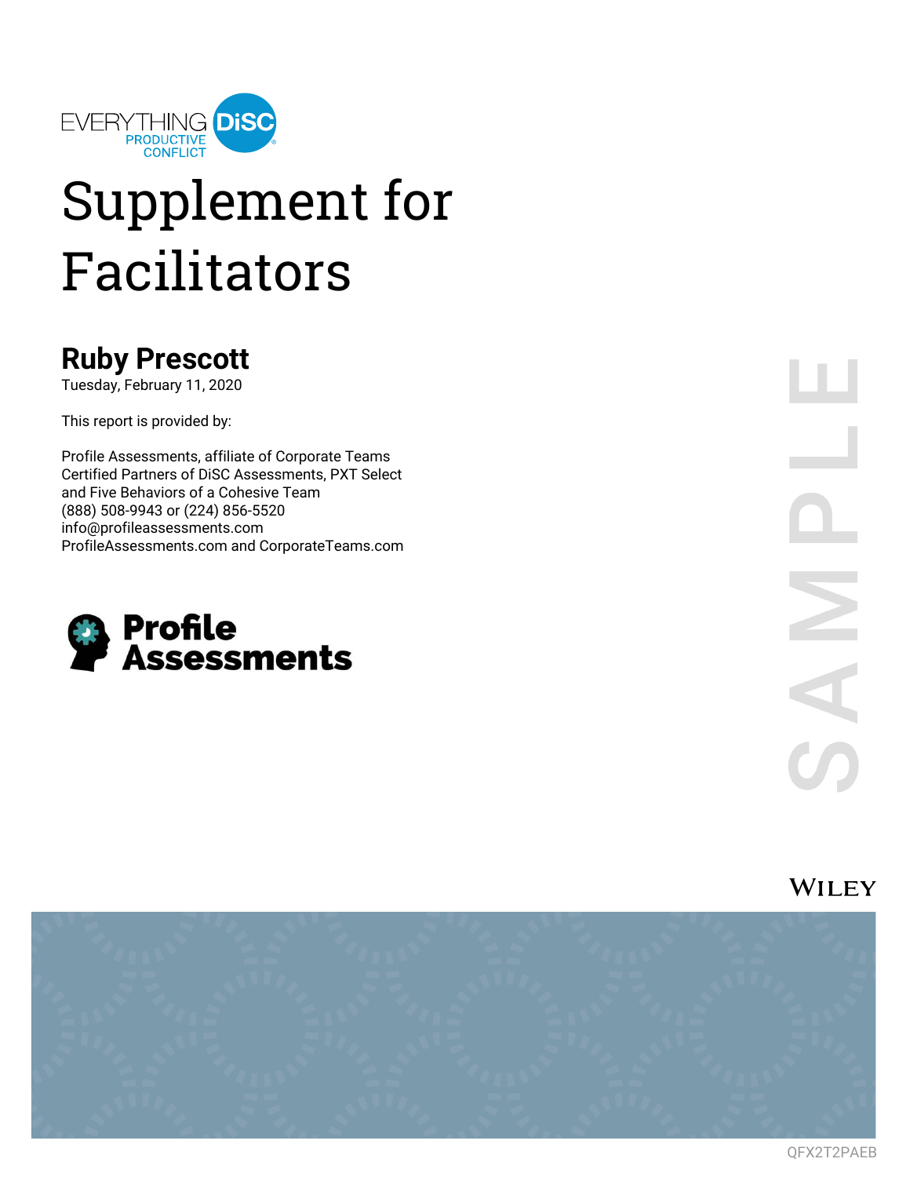EVERYTHING DiSC
PRODUCTIVE CONFLICT

# Supplement for Facilitators

## Ruby Prescott

Tuesday, February 11, 2020

This report is provided by:

Profile Assessments, affiliate of Corporate Teams
Certified Partners of DiSC Assessments, PXT Select
and Five Behaviors of a Cohesive Team
(888) 508-9943 or (224) 856-5520
info@profileassessments.com
ProfileAssessments.com and CorporateTeams.com

Profile Assessments

SAMPLE

WILEY

QFX2T2PAEB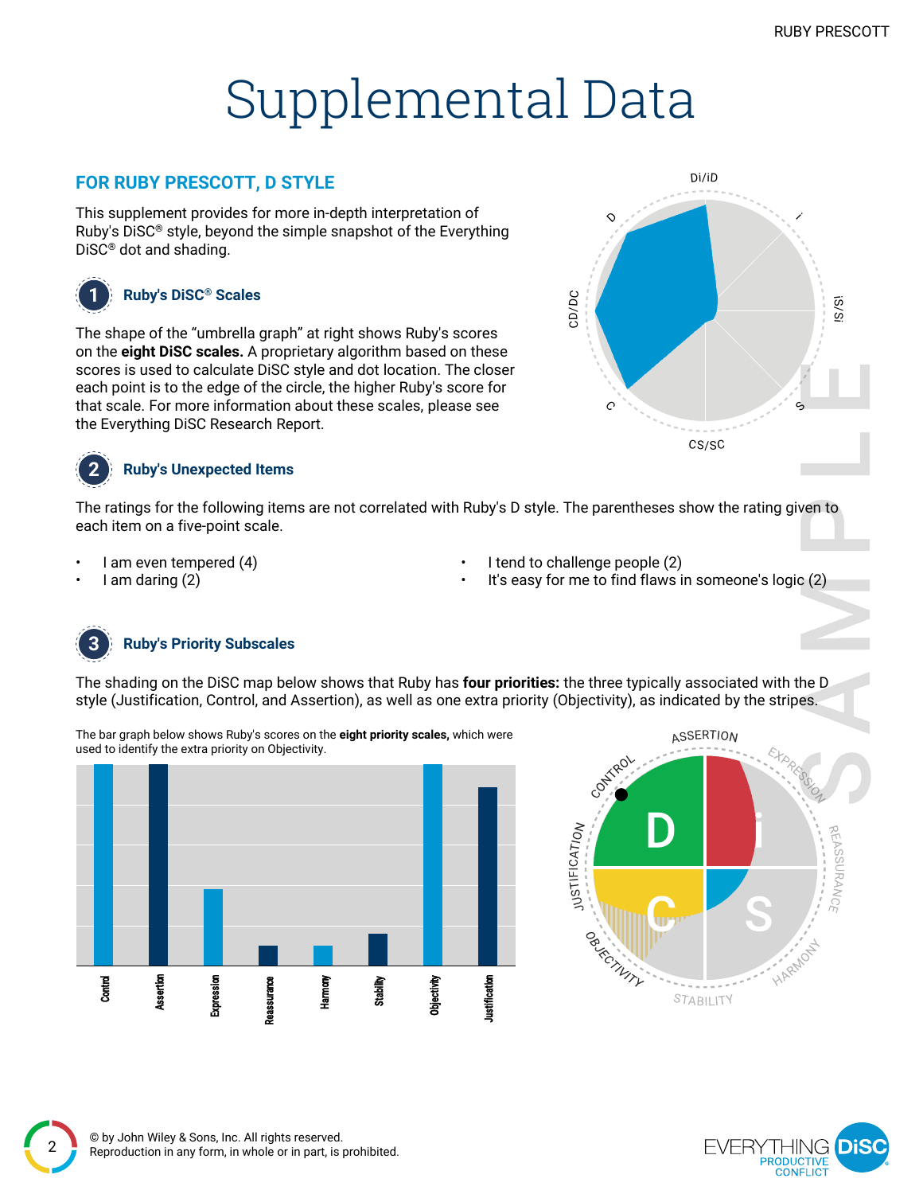# Supplemental Data

## FOR RUBY PRESCOTT, D STYLE

This supplement provides for more in-depth interpretation of Ruby's DiSC® style, beyond the simple snapshot of the Everything DiSC® dot and shading.

### 1 Ruby's DiSC® Scales

The shape of the "umbrella graph" at right shows Ruby's scores on the **eight DiSC scales.** A proprietary algorithm based on these scores is used to calculate DiSC style and dot location. The closer each point is to the edge of the circle, the higher Ruby's score for that scale. For more information about these scales, please see the Everything DiSC Research Report.

### 2 Ruby's Unexpected Items

The ratings for the following items are not correlated with Ruby's D style. The parentheses show the rating given to each item on a five-point scale.

- I am even tempered (4)
- I am daring (2)
- I tend to challenge people (2)
- It's easy for me to find flaws in someone's logic (2)

### 3 Ruby's Priority Subscales

The shading on the DiSC map below shows that Ruby has **four priorities:** the three typically associated with the D style (Justification, Control, and Assertion), as well as one extra priority (Objectivity), as indicated by the stripes.

The bar graph below shows Ruby's scores on the **eight priority scales,** which were used to identify the extra priority on Objectivity.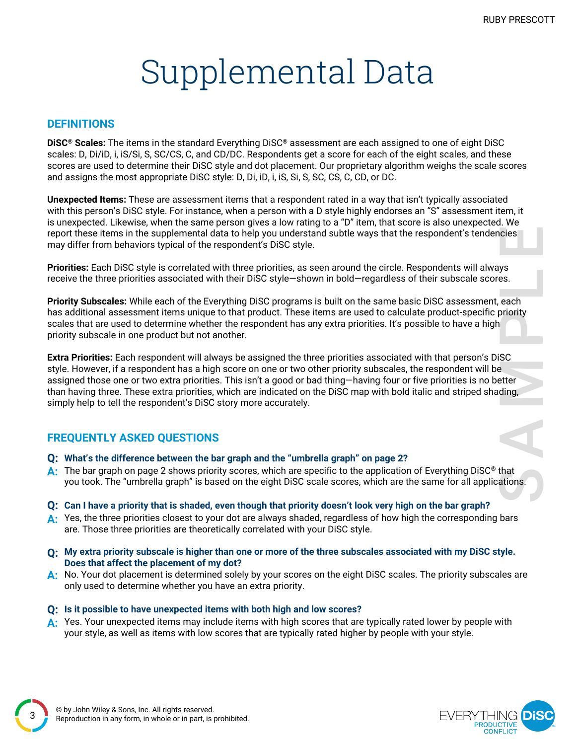# Supplemental Data

## DEFINITIONS

**DiSC® Scales:** The items in the standard Everything DiSC® assessment are each assigned to one of eight DiSC scales: D, Di/iD, i, iS/Si, S, SC/CS, C, and CD/DC. Respondents get a score for each of the eight scales, and these scores are used to determine their DiSC style and dot placement. Our proprietary algorithm weighs the scale scores and assigns the most appropriate DiSC style: D, Di, iD, i, iS, Si, S, SC, CS, C, CD, or DC.

**Unexpected Items:** These are assessment items that a respondent rated in a way that isn't typically associated with this person's DiSC style. For instance, when a person with a D style highly endorses an "S" assessment item, it is unexpected. Likewise, when the same person gives a low rating to a "D" item, that score is also unexpected. We report these items in the supplemental data to help you understand subtle ways that the respondent's tendencies may differ from behaviors typical of the respondent's DiSC style.

**Priorities:** Each DiSC style is correlated with three priorities, as seen around the circle. Respondents will always receive the three priorities associated with their DiSC style—shown in bold—regardless of their subscale scores.

**Priority Subscales:** While each of the Everything DiSC programs is built on the same basic DiSC assessment, each has additional assessment items unique to that product. These items are used to calculate product-specific priority scales that are used to determine whether the respondent has any extra priorities. It's possible to have a high priority subscale in one product but not another.

**Extra Priorities:** Each respondent will always be assigned the three priorities associated with that person's DiSC style. However, if a respondent has a high score on one or two other priority subscales, the respondent will be assigned those one or two extra priorities. This isn't a good or bad thing—having four or five priorities is no better than having three. These extra priorities, which are indicated on the DiSC map with bold italic and striped shading, simply help to tell the respondent's DiSC story more accurately.

## FREQUENTLY ASKED QUESTIONS

**Q: What's the difference between the bar graph and the "umbrella graph" on page 2?**

**A:** The bar graph on page 2 shows priority scores, which are specific to the application of Everything DiSC® that you took. The "umbrella graph" is based on the eight DiSC scale scores, which are the same for all applications.

**Q: Can I have a priority that is shaded, even though that priority doesn't look very high on the bar graph?**

**A:** Yes, the three priorities closest to your dot are always shaded, regardless of how high the corresponding bars are. Those three priorities are theoretically correlated with your DiSC style.

**Q: My extra priority subscale is higher than one or more of the three subscales associated with my DiSC style. Does that affect the placement of my dot?**

**A:** No. Your dot placement is determined solely by your scores on the eight DiSC scales. The priority subscales are only used to determine whether you have an extra priority.

**Q: Is it possible to have unexpected items with both high and low scores?**

**A:** Yes. Your unexpected items may include items with high scores that are typically rated lower by people with your style, as well as items with low scores that are typically rated higher by people with your style.

© by John Wiley & Sons, Inc. All rights reserved.
Reproduction in any form, in whole or in part, is prohibited.